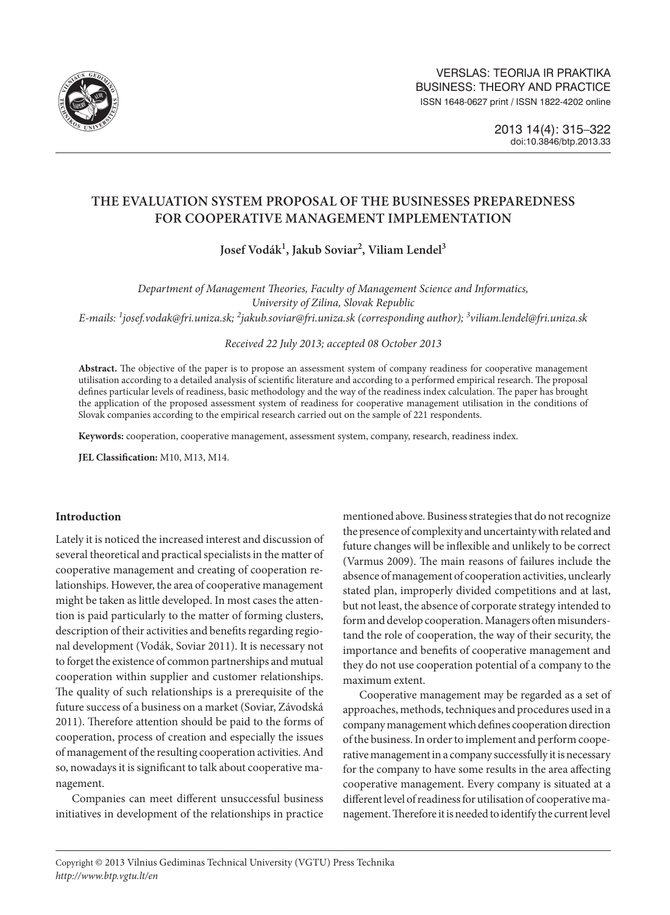# THE EVALUATION SYSTEM PROPOSAL OF THE BUSINESSES PREPAREDNESS FOR COOPERATIVE MANAGEMENT IMPLEMENTATION

**Josef Vodák[1], Jakub Soviar[2], Viliam Lendel[3]**

*Department of Management Theories, Faculty of Management Science and Informatics, University of Zilina, Slovak Republic*
*E-mails: [1]josef.vodak@fri.uniza.sk; [2]jakub.soviar@fri.uniza.sk (corresponding author); [3]viliam.lendel@fri.uniza.sk*

*Received 22 July 2013; accepted 08 October 2013*

**Abstract.** The objective of the paper is to propose an assessment system of company readiness for cooperative management utilisation according to a detailed analysis of scientific literature and according to a performed empirical research. The proposal defines particular levels of readiness, basic methodology and the way of the readiness index calculation. The paper has brought the application of the proposed assessment system of readiness for cooperative management utilisation in the conditions of Slovak companies according to the empirical research carried out on the sample of 221 respondents.

**Keywords:** cooperation, cooperative management, assessment system, company, research, readiness index.

**JEL Classification:** M10, M13, M14.

## Introduction

Lately it is noticed the increased interest and discussion of several theoretical and practical specialists in the matter of cooperative management and creating of cooperation relationships. However, the area of cooperative management might be taken as little developed. In most cases the attention is paid particularly to the matter of forming clusters, description of their activities and benefits regarding regional development (Vodák, Soviar 2011). It is necessary not to forget the existence of common partnerships and mutual cooperation within supplier and customer relationships. The quality of such relationships is a prerequisite of the future success of a business on a market (Soviar, Závodská 2011). Therefore attention should be paid to the forms of cooperation, process of creation and especially the issues of management of the resulting cooperation activities. And so, nowadays it is significant to talk about cooperative management.

Companies can meet different unsuccessful business initiatives in development of the relationships in practice mentioned above. Business strategies that do not recognize the presence of complexity and uncertainty with related and future changes will be inflexible and unlikely to be correct (Varmus 2009). The main reasons of failures include the absence of management of cooperation activities, unclearly stated plan, improperly divided competitions and at last, but not least, the absence of corporate strategy intended to form and develop cooperation. Managers often misunderstand the role of cooperation, the way of their security, the importance and benefits of cooperative management and they do not use cooperation potential of a company to the maximum extent.

Cooperative management may be regarded as a set of approaches, methods, techniques and procedures used in a company management which defines cooperation direction of the business. In order to implement and perform cooperative management in a company successfully it is necessary for the company to have some results in the area affecting cooperative management. Every company is situated at a different level of readiness for utilisation of cooperative management. Therefore it is needed to identify the current level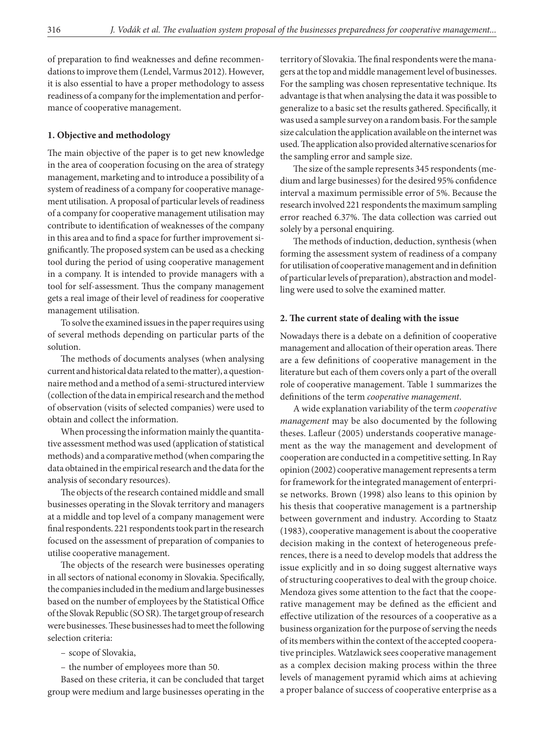of preparation to find weaknesses and define recommendations to improve them (Lendel, Varmus 2012). However, it is also essential to have a proper methodology to assess readiness of a company for the implementation and performance of cooperative management.

### 1. Objective and methodology

The main objective of the paper is to get new knowledge in the area of cooperation focusing on the area of strategy management, marketing and to introduce a possibility of a system of readiness of a company for cooperative management utilisation. A proposal of particular levels of readiness of a company for cooperative management utilisation may contribute to identification of weaknesses of the company in this area and to find a space for further improvement significantly. The proposed system can be used as a checking tool during the period of using cooperative management in a company. It is intended to provide managers with a tool for self-assessment. Thus the company management gets a real image of their level of readiness for cooperative management utilisation.

To solve the examined issues in the paper requires using of several methods depending on particular parts of the solution.

The methods of documents analyses (when analysing current and historical data related to the matter), a questionnaire method and a method of a semi-structured interview (collection of the data in empirical research and the method of observation (visits of selected companies) were used to obtain and collect the information.

When processing the information mainly the quantitative assessment method was used (application of statistical methods) and a comparative method (when comparing the data obtained in the empirical research and the data for the analysis of secondary resources).

The objects of the research contained middle and small businesses operating in the Slovak territory and managers at a middle and top level of a company management were final respondents. 221 respondents took part in the research focused on the assessment of preparation of companies to utilise cooperative management.

The objects of the research were businesses operating in all sectors of national economy in Slovakia. Specifically, the companies included in the medium and large businesses based on the number of employees by the Statistical Office of the Slovak Republic (SO SR). The target group of research were businesses. These businesses had to meet the following selection criteria:

- scope of Slovakia,
- the number of employees more than 50.

Based on these criteria, it can be concluded that target group were medium and large businesses operating in the territory of Slovakia. The final respondents were the managers at the top and middle management level of businesses. For the sampling was chosen representative technique. Its advantage is that when analysing the data it was possible to generalize to a basic set the results gathered. Specifically, it was used a sample survey on a random basis. For the sample size calculation the application available on the internet was used. The application also provided alternative scenarios for the sampling error and sample size.

The size of the sample represents 345 respondents (medium and large businesses) for the desired 95% confidence interval a maximum permissible error of 5%. Because the research involved 221 respondents the maximum sampling error reached 6.37%. The data collection was carried out solely by a personal enquiring.

The methods of induction, deduction, synthesis (when forming the assessment system of readiness of a company for utilisation of cooperative management and in definition of particular levels of preparation), abstraction and modelling were used to solve the examined matter.

### 2. The current state of dealing with the issue

Nowadays there is a debate on a definition of cooperative management and allocation of their operation areas. There are a few definitions of cooperative management in the literature but each of them covers only a part of the overall role of cooperative management. Table 1 summarizes the definitions of the term *cooperative management*.

A wide explanation variability of the term *cooperative management* may be also documented by the following theses. Lafleur (2005) understands cooperative management as the way the management and development of cooperation are conducted in a competitive setting. In Ray opinion (2002) cooperative management represents a term for framework for the integrated management of enterprise networks. Brown (1998) also leans to this opinion by his thesis that cooperative management is a partnership between government and industry. According to Staatz (1983), cooperative management is about the cooperative decision making in the context of heterogeneous preferences, there is a need to develop models that address the issue explicitly and in so doing suggest alternative ways of structuring cooperatives to deal with the group choice. Mendoza gives some attention to the fact that the cooperative management may be defined as the efficient and effective utilization of the resources of a cooperative as a business organization for the purpose of serving the needs of its members within the context of the accepted cooperative principles. Watzlawick sees cooperative management as a complex decision making process within the three levels of management pyramid which aims at achieving a proper balance of success of cooperative enterprise as a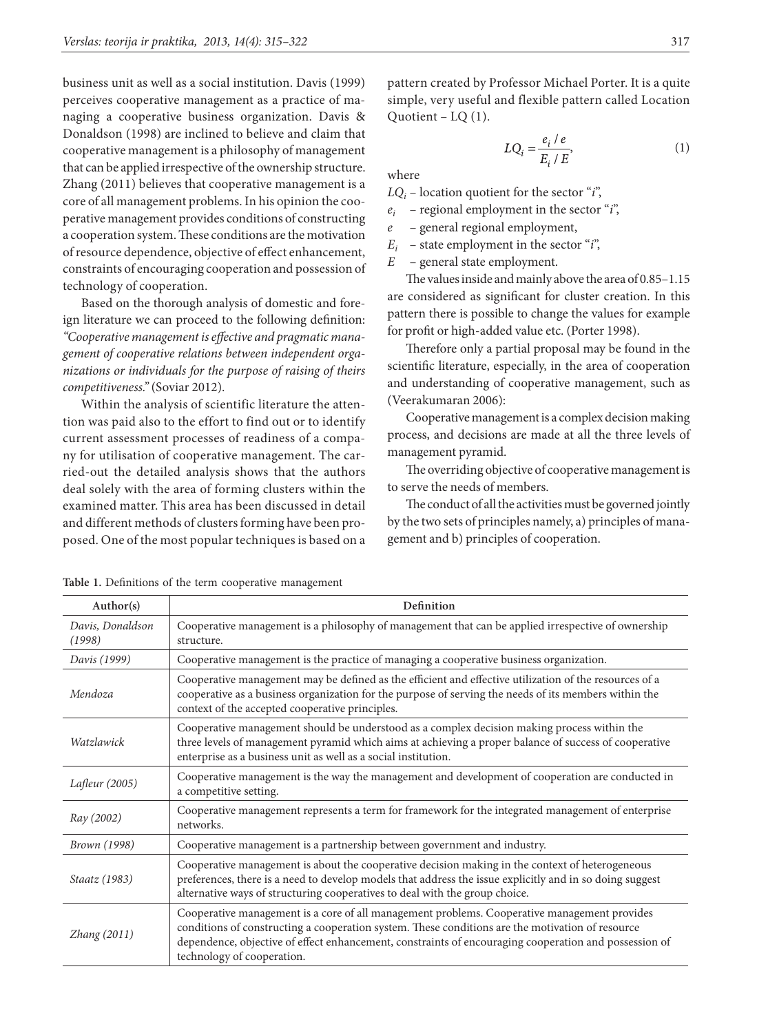business unit as well as a social institution. Davis (1999) perceives cooperative management as a practice of managing a cooperative business organization. Davis & Donaldson (1998) are inclined to believe and claim that cooperative management is a philosophy of management that can be applied irrespective of the ownership structure. Zhang (2011) believes that cooperative management is a core of all management problems. In his opinion the cooperative management provides conditions of constructing a cooperation system. These conditions are the motivation of resource dependence, objective of effect enhancement, constraints of encouraging cooperation and possession of technology of cooperation.

Based on the thorough analysis of domestic and foreign literature we can proceed to the following definition: *"Cooperative management is effective and pragmatic management of cooperative relations between independent organizations or individuals for the purpose of raising of theirs competitiveness."* (Soviar 2012).

Within the analysis of scientific literature the attention was paid also to the effort to find out or to identify current assessment processes of readiness of a company for utilisation of cooperative management. The carried-out the detailed analysis shows that the authors deal solely with the area of forming clusters within the examined matter. This area has been discussed in detail and different methods of clusters forming have been proposed. One of the most popular techniques is based on a pattern created by Professor Michael Porter. It is a quite simple, very useful and flexible pattern called Location Quotient – LQ (1).

$$LQ_i = \frac{e_i / e}{E_i / E}, \qquad (1)$$

where

$LQ_i$ – location quotient for the sector "$i$",

$e_i$ – regional employment in the sector "$i$",

$e$ – general regional employment,

$E_i$ – state employment in the sector "$i$",

$E$ – general state employment.

The values inside and mainly above the area of 0.85–1.15 are considered as significant for cluster creation. In this pattern there is possible to change the values for example for profit or high-added value etc. (Porter 1998).

Therefore only a partial proposal may be found in the scientific literature, especially, in the area of cooperation and understanding of cooperative management, such as (Veerakumaran 2006):

Cooperative management is a complex decision making process, and decisions are made at all the three levels of management pyramid.

The overriding objective of cooperative management is to serve the needs of members.

The conduct of all the activities must be governed jointly by the two sets of principles namely, a) principles of management and b) principles of cooperation.

**Table 1.** Definitions of the term cooperative management

| Author(s) | Definition |
|---|---|
| *Davis, Donaldson (1998)* | Cooperative management is a philosophy of management that can be applied irrespective of ownership structure. |
| *Davis (1999)* | Cooperative management is the practice of managing a cooperative business organization. |
| *Mendoza* | Cooperative management may be defined as the efficient and effective utilization of the resources of a cooperative as a business organization for the purpose of serving the needs of its members within the context of the accepted cooperative principles. |
| *Watzlawick* | Cooperative management should be understood as a complex decision making process within the three levels of management pyramid which aims at achieving a proper balance of success of cooperative enterprise as a business unit as well as a social institution. |
| *Lafleur (2005)* | Cooperative management is the way the management and development of cooperation are conducted in a competitive setting. |
| *Ray (2002)* | Cooperative management represents a term for framework for the integrated management of enterprise networks. |
| *Brown (1998)* | Cooperative management is a partnership between government and industry. |
| *Staatz (1983)* | Cooperative management is about the cooperative decision making in the context of heterogeneous preferences, there is a need to develop models that address the issue explicitly and in so doing suggest alternative ways of structuring cooperatives to deal with the group choice. |
| *Zhang (2011)* | Cooperative management is a core of all management problems. Cooperative management provides conditions of constructing a cooperation system. These conditions are the motivation of resource dependence, objective of effect enhancement, constraints of encouraging cooperation and possession of technology of cooperation. |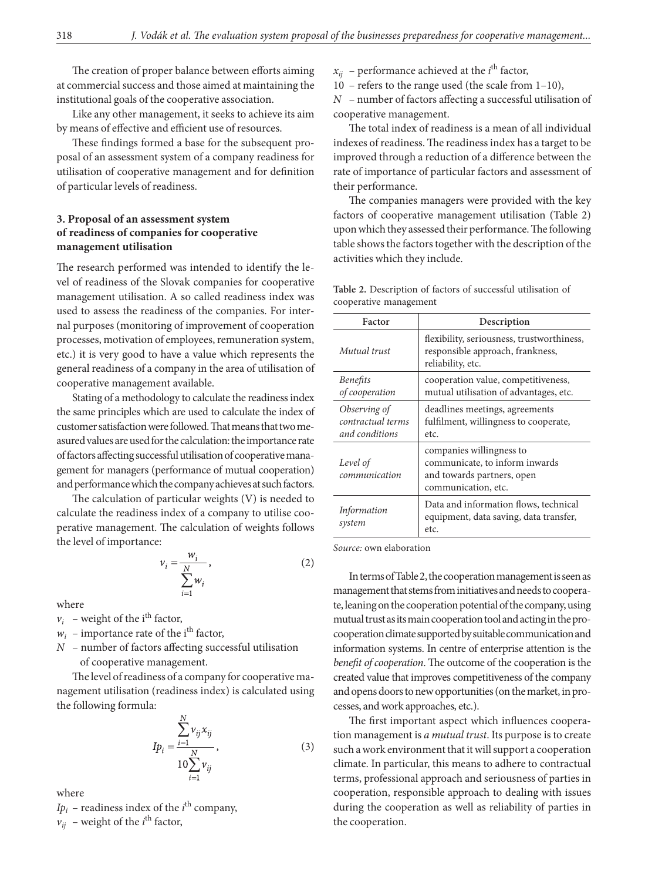The creation of proper balance between efforts aiming at commercial success and those aimed at maintaining the institutional goals of the cooperative association.

Like any other management, it seeks to achieve its aim by means of effective and efficient use of resources.

These findings formed a base for the subsequent proposal of an assessment system of a company readiness for utilisation of cooperative management and for definition of particular levels of readiness.

### 3. Proposal of an assessment system of readiness of companies for cooperative management utilisation

The research performed was intended to identify the level of readiness of the Slovak companies for cooperative management utilisation. A so called readiness index was used to assess the readiness of the companies. For internal purposes (monitoring of improvement of cooperation processes, motivation of employees, remuneration system, etc.) it is very good to have a value which represents the general readiness of a company in the area of utilisation of cooperative management available.

Stating of a methodology to calculate the readiness index the same principles which are used to calculate the index of customer satisfaction were followed. That means that two measured values are used for the calculation: the importance rate of factors affecting successful utilisation of cooperative management for managers (performance of mutual cooperation) and performance which the company achieves at such factors.

The calculation of particular weights (V) is needed to calculate the readiness index of a company to utilise cooperative management. The calculation of weights follows the level of importance:

$$v_i = \frac{w_i}{\sum_{i=1}^{N} w_i}, \tag{2}$$

where

$v_i$ – weight of the i[th] factor,
$w_i$ – importance rate of the i[th] factor,
$N$ – number of factors affecting successful utilisation of cooperative management.

The level of readiness of a company for cooperative management utilisation (readiness index) is calculated using the following formula:

$$Ip_i = \frac{\sum_{i=1}^{N} v_{ij} x_{ij}}{10 \sum_{i=1}^{N} v_{ij}}, \tag{3}$$

where

$Ip_i$ – readiness index of the $i^{th}$ company,
$v_{ij}$ – weight of the $i^{th}$ factor,
$x_{ij}$ – performance achieved at the $i^{th}$ factor,
10 – refers to the range used (the scale from 1–10),
$N$ – number of factors affecting a successful utilisation of cooperative management.

The total index of readiness is a mean of all individual indexes of readiness. The readiness index has a target to be improved through a reduction of a difference between the rate of importance of particular factors and assessment of their performance.

The companies managers were provided with the key factors of cooperative management utilisation (Table 2) upon which they assessed their performance. The following table shows the factors together with the description of the activities which they include.

**Table 2.** Description of factors of successful utilisation of cooperative management

| Factor | Description |
|---|---|
| *Mutual trust* | flexibility, seriousness, trustworthiness, responsible approach, frankness, reliability, etc. |
| *Benefits of cooperation* | cooperation value, competitiveness, mutual utilisation of advantages, etc. |
| *Observing of contractual terms and conditions* | deadlines meetings, agreements fulfilment, willingness to cooperate, etc. |
| *Level of communication* | companies willingness to communicate, to inform inwards and towards partners, open communication, etc. |
| *Information system* | Data and information flows, technical equipment, data saving, data transfer, etc. |

*Source:* own elaboration

In terms of Table 2, the cooperation management is seen as management that stems from initiatives and needs to cooperate, leaning on the cooperation potential of the company, using mutual trust as its main cooperation tool and acting in the pro-cooperation climate supported by suitable communication and information systems. In centre of enterprise attention is the *benefit of cooperation*. The outcome of the cooperation is the created value that improves competitiveness of the company and opens doors to new opportunities (on the market, in processes, and work approaches, etc.).

The first important aspect which influences cooperation management is *a mutual trust*. Its purpose is to create such a work environment that it will support a cooperation climate. In particular, this means to adhere to contractual terms, professional approach and seriousness of parties in cooperation, responsible approach to dealing with issues during the cooperation as well as reliability of parties in the cooperation.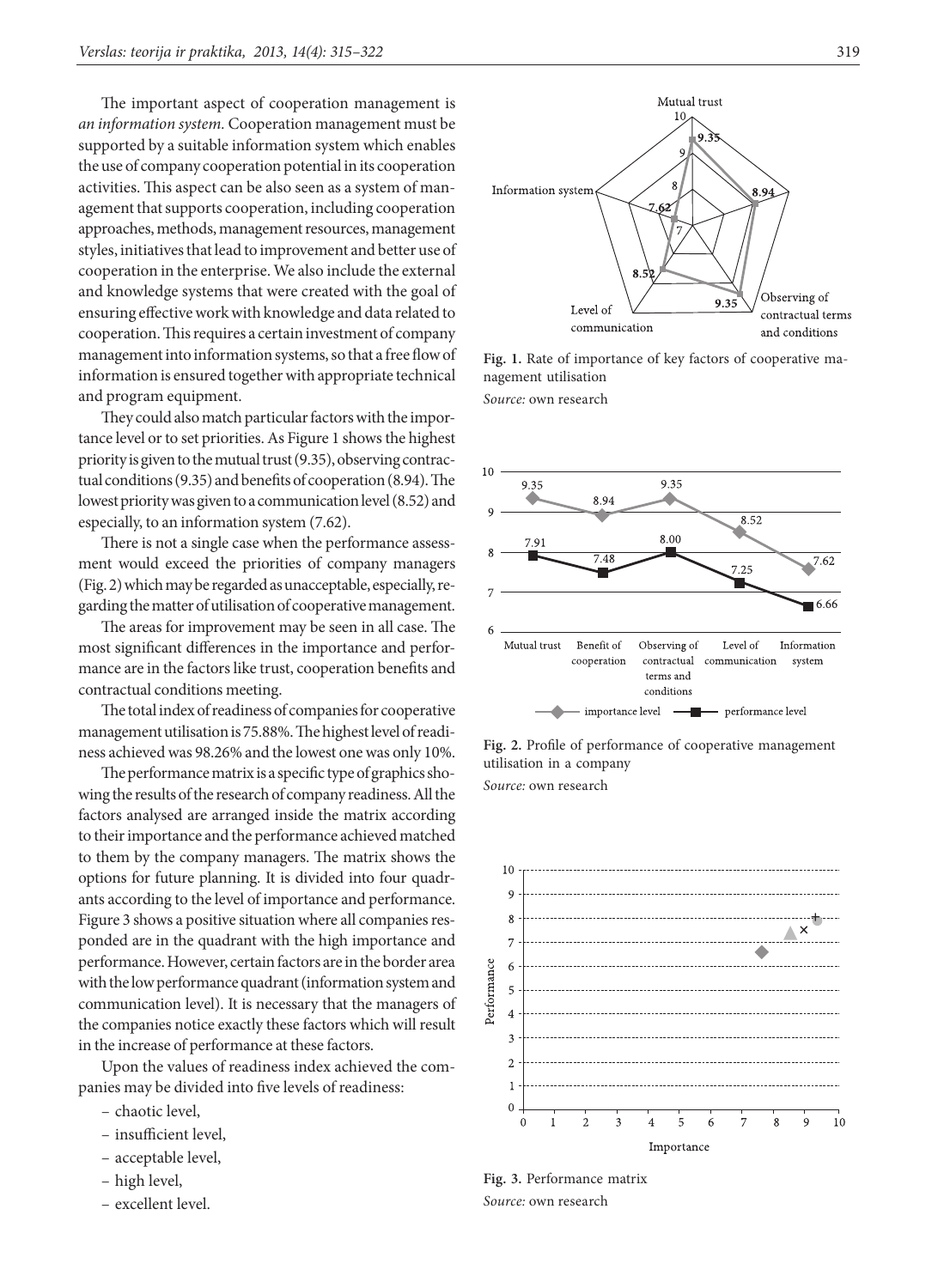The important aspect of cooperation management is *an information system.* Cooperation management must be supported by a suitable information system which enables the use of company cooperation potential in its cooperation activities. This aspect can be also seen as a system of management that supports cooperation, including cooperation approaches, methods, management resources, management styles, initiatives that lead to improvement and better use of cooperation in the enterprise. We also include the external and knowledge systems that were created with the goal of ensuring effective work with knowledge and data related to cooperation. This requires a certain investment of company management into information systems, so that a free flow of information is ensured together with appropriate technical and program equipment.

They could also match particular factors with the importance level or to set priorities. As Figure 1 shows the highest priority is given to the mutual trust (9.35), observing contractual conditions (9.35) and benefits of cooperation (8.94). The lowest priority was given to a communication level (8.52) and especially, to an information system (7.62).

There is not a single case when the performance assessment would exceed the priorities of company managers (Fig. 2) which may be regarded as unacceptable, especially, regarding the matter of utilisation of cooperative management.

The areas for improvement may be seen in all case. The most significant differences in the importance and performance are in the factors like trust, cooperation benefits and contractual conditions meeting.

The total index of readiness of companies for cooperative management utilisation is 75.88%. The highest level of readiness achieved was 98.26% and the lowest one was only 10%.

The performance matrix is a specific type of graphics showing the results of the research of company readiness. All the factors analysed are arranged inside the matrix according to their importance and the performance achieved matched to them by the company managers. The matrix shows the options for future planning. It is divided into four quadrants according to the level of importance and performance. Figure 3 shows a positive situation where all companies responded are in the quadrant with the high importance and performance. However, certain factors are in the border area with the low performance quadrant (information system and communication level). It is necessary that the managers of the companies notice exactly these factors which will result in the increase of performance at these factors.

Upon the values of readiness index achieved the companies may be divided into five levels of readiness:

- chaotic level,
- insufficient level,
- acceptable level,
- high level,
- excellent level.

**Fig. 1.** Rate of importance of key factors of cooperative management utilisation
*Source:* own research

**Fig. 2.** Profile of performance of cooperative management utilisation in a company
*Source:* own research

**Fig. 3.** Performance matrix
*Source:* own research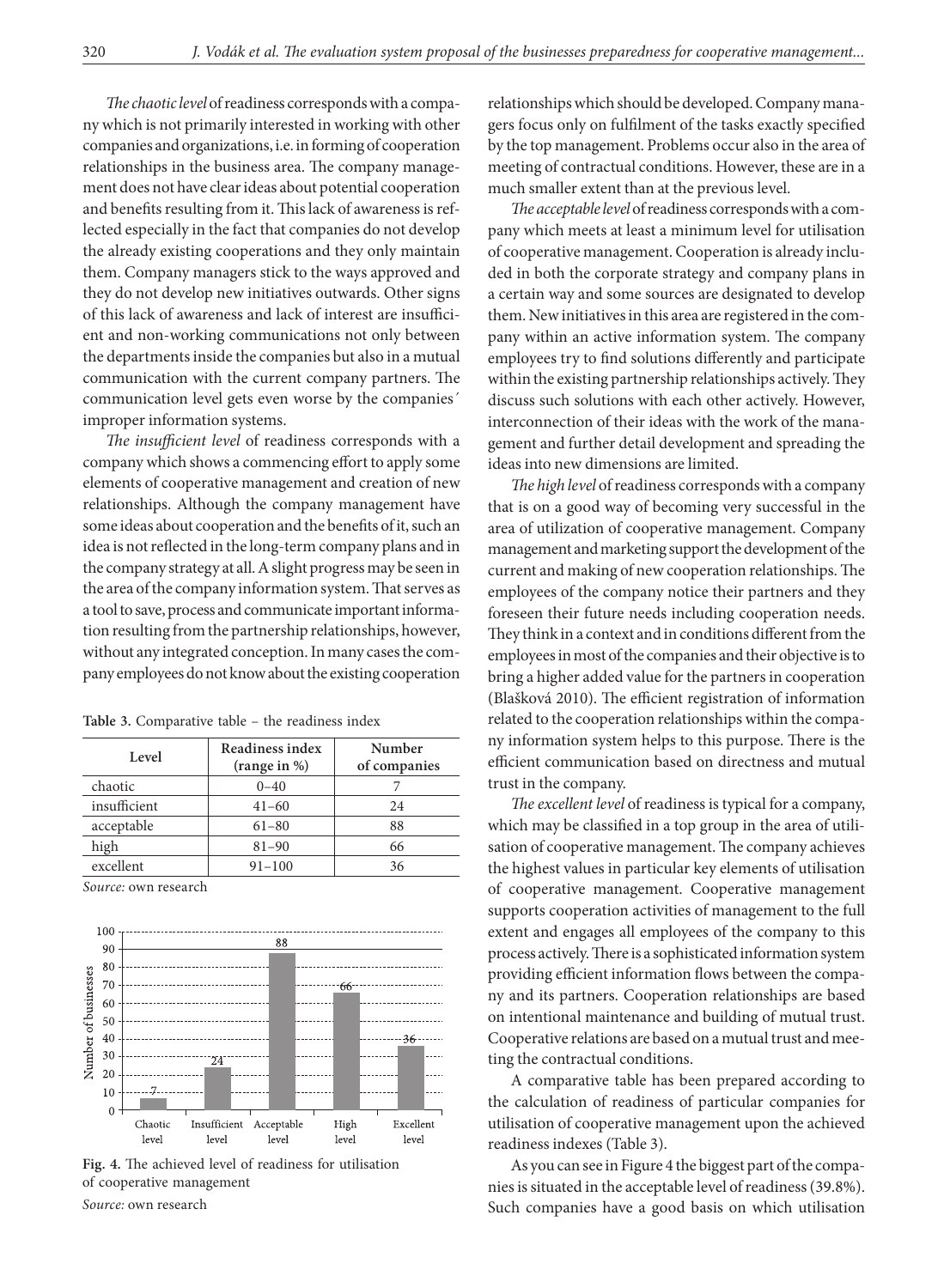*The chaotic level* of readiness corresponds with a company which is not primarily interested in working with other companies and organizations, i.e. in forming of cooperation relationships in the business area. The company management does not have clear ideas about potential cooperation and benefits resulting from it. This lack of awareness is reflected especially in the fact that companies do not develop the already existing cooperations and they only maintain them. Company managers stick to the ways approved and they do not develop new initiatives outwards. Other signs of this lack of awareness and lack of interest are insufficient and non-working communications not only between the departments inside the companies but also in a mutual communication with the current company partners. The communication level gets even worse by the companies´ improper information systems.

*The insufficient level* of readiness corresponds with a company which shows a commencing effort to apply some elements of cooperative management and creation of new relationships. Although the company management have some ideas about cooperation and the benefits of it, such an idea is not reflected in the long-term company plans and in the company strategy at all. A slight progress may be seen in the area of the company information system. That serves as a tool to save, process and communicate important information resulting from the partnership relationships, however, without any integrated conception. In many cases the company employees do not know about the existing cooperation relationships which should be developed. Company managers focus only on fulfilment of the tasks exactly specified by the top management. Problems occur also in the area of meeting of contractual conditions. However, these are in a much smaller extent than at the previous level.

*The acceptable level* of readiness corresponds with a company which meets at least a minimum level for utilisation of cooperative management. Cooperation is already included in both the corporate strategy and company plans in a certain way and some sources are designated to develop them. New initiatives in this area are registered in the company within an active information system. The company employees try to find solutions differently and participate within the existing partnership relationships actively. They discuss such solutions with each other actively. However, interconnection of their ideas with the work of the management and further detail development and spreading the ideas into new dimensions are limited.

*The high level* of readiness corresponds with a company that is on a good way of becoming very successful in the area of utilization of cooperative management. Company management and marketing support the development of the current and making of new cooperation relationships. The employees of the company notice their partners and they foreseen their future needs including cooperation needs. They think in a context and in conditions different from the employees in most of the companies and their objective is to bring a higher added value for the partners in cooperation (Blašková 2010). The efficient registration of information related to the cooperation relationships within the company information system helps to this purpose. There is the efficient communication based on directness and mutual trust in the company.

*The excellent level* of readiness is typical for a company, which may be classified in a top group in the area of utilisation of cooperative management. The company achieves the highest values in particular key elements of utilisation of cooperative management. Cooperative management supports cooperation activities of management to the full extent and engages all employees of the company to this process actively. There is a sophisticated information system providing efficient information flows between the company and its partners. Cooperation relationships are based on intentional maintenance and building of mutual trust. Cooperative relations are based on a mutual trust and meeting the contractual conditions.

A comparative table has been prepared according to the calculation of readiness of particular companies for utilisation of cooperative management upon the achieved readiness indexes (Table 3).

**Table 3.** Comparative table – the readiness index

| Level | Readiness index (range in %) | Number of companies |
|---|---|---|
| chaotic | 0–40 | 7 |
| insufficient | 41–60 | 24 |
| acceptable | 61–80 | 88 |
| high | 81–90 | 66 |
| excellent | 91–100 | 36 |

*Source:* own research

**Fig. 4.** The achieved level of readiness for utilisation of cooperative management

*Source:* own research

As you can see in Figure 4 the biggest part of the companies is situated in the acceptable level of readiness (39.8%). Such companies have a good basis on which utilisation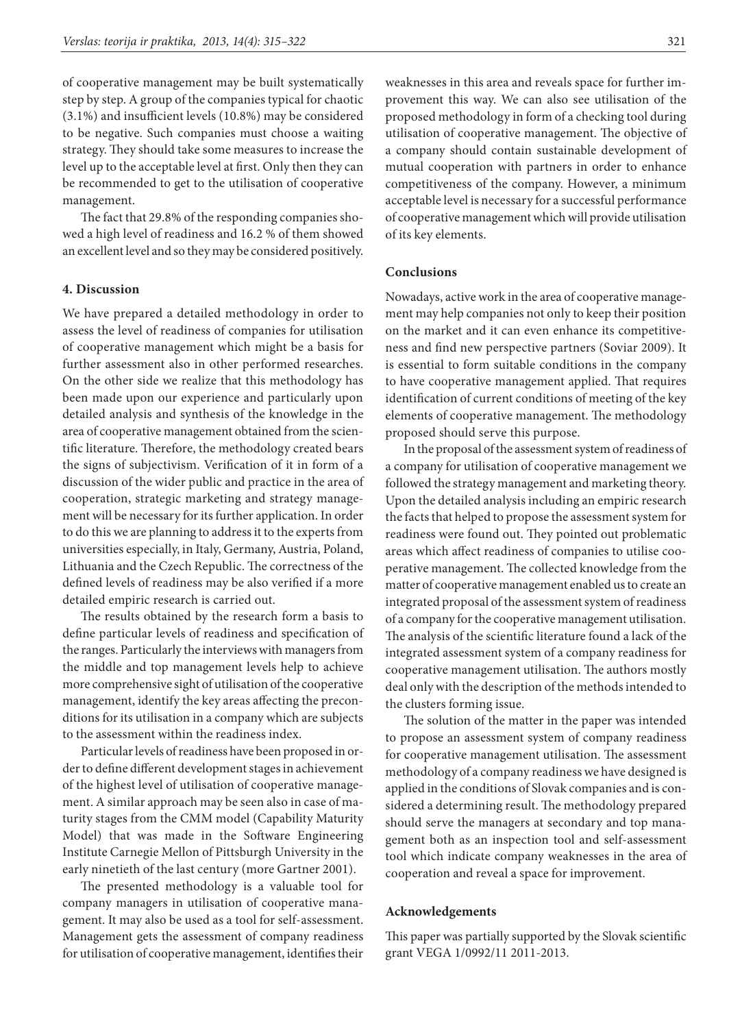of cooperative management may be built systematically step by step. A group of the companies typical for chaotic (3.1%) and insufficient levels (10.8%) may be considered to be negative. Such companies must choose a waiting strategy. They should take some measures to increase the level up to the acceptable level at first. Only then they can be recommended to get to the utilisation of cooperative management.

The fact that 29.8% of the responding companies showed a high level of readiness and 16.2 % of them showed an excellent level and so they may be considered positively.

## 4. Discussion

We have prepared a detailed methodology in order to assess the level of readiness of companies for utilisation of cooperative management which might be a basis for further assessment also in other performed researches. On the other side we realize that this methodology has been made upon our experience and particularly upon detailed analysis and synthesis of the knowledge in the area of cooperative management obtained from the scientific literature. Therefore, the methodology created bears the signs of subjectivism. Verification of it in form of a discussion of the wider public and practice in the area of cooperation, strategic marketing and strategy management will be necessary for its further application. In order to do this we are planning to address it to the experts from universities especially, in Italy, Germany, Austria, Poland, Lithuania and the Czech Republic. The correctness of the defined levels of readiness may be also verified if a more detailed empiric research is carried out.

The results obtained by the research form a basis to define particular levels of readiness and specification of the ranges. Particularly the interviews with managers from the middle and top management levels help to achieve more comprehensive sight of utilisation of the cooperative management, identify the key areas affecting the preconditions for its utilisation in a company which are subjects to the assessment within the readiness index.

Particular levels of readiness have been proposed in order to define different development stages in achievement of the highest level of utilisation of cooperative management. A similar approach may be seen also in case of maturity stages from the CMM model (Capability Maturity Model) that was made in the Software Engineering Institute Carnegie Mellon of Pittsburgh University in the early ninetieth of the last century (more Gartner 2001).

The presented methodology is a valuable tool for company managers in utilisation of cooperative management. It may also be used as a tool for self-assessment. Management gets the assessment of company readiness for utilisation of cooperative management, identifies their weaknesses in this area and reveals space for further improvement this way. We can also see utilisation of the proposed methodology in form of a checking tool during utilisation of cooperative management. The objective of a company should contain sustainable development of mutual cooperation with partners in order to enhance competitiveness of the company. However, a minimum acceptable level is necessary for a successful performance of cooperative management which will provide utilisation of its key elements.

## Conclusions

Nowadays, active work in the area of cooperative management may help companies not only to keep their position on the market and it can even enhance its competitiveness and find new perspective partners (Soviar 2009). It is essential to form suitable conditions in the company to have cooperative management applied. That requires identification of current conditions of meeting of the key elements of cooperative management. The methodology proposed should serve this purpose.

In the proposal of the assessment system of readiness of a company for utilisation of cooperative management we followed the strategy management and marketing theory. Upon the detailed analysis including an empiric research the facts that helped to propose the assessment system for readiness were found out. They pointed out problematic areas which affect readiness of companies to utilise cooperative management. The collected knowledge from the matter of cooperative management enabled us to create an integrated proposal of the assessment system of readiness of a company for the cooperative management utilisation. The analysis of the scientific literature found a lack of the integrated assessment system of a company readiness for cooperative management utilisation. The authors mostly deal only with the description of the methods intended to the clusters forming issue.

The solution of the matter in the paper was intended to propose an assessment system of company readiness for cooperative management utilisation. The assessment methodology of a company readiness we have designed is applied in the conditions of Slovak companies and is considered a determining result. The methodology prepared should serve the managers at secondary and top management both as an inspection tool and self-assessment tool which indicate company weaknesses in the area of cooperation and reveal a space for improvement.

## Acknowledgements

This paper was partially supported by the Slovak scientific grant VEGA 1/0992/11 2011-2013.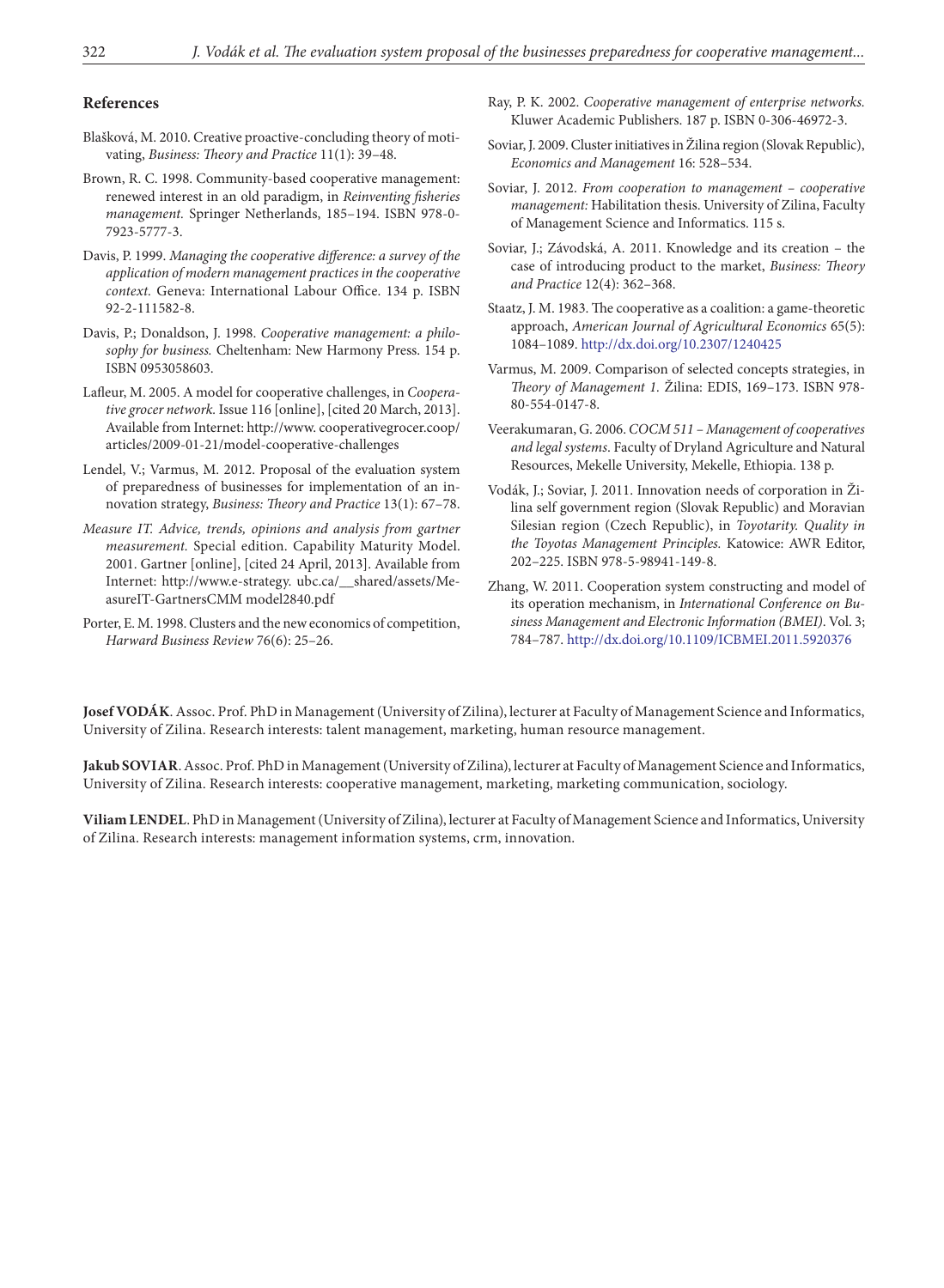## References

Blašková, M. 2010. Creative proactive-concluding theory of motivating, *Business: Theory and Practice* 11(1): 39–48.

Brown, R. C. 1998. Community-based cooperative management: renewed interest in an old paradigm, in *Reinventing fisheries management*. Springer Netherlands, 185–194. ISBN 978-0-7923-5777-3.

Davis, P. 1999. *Managing the cooperative difference: a survey of the application of modern management practices in the cooperative context*. Geneva: International Labour Office. 134 p. ISBN 92-2-111582-8.

Davis, P.; Donaldson, J. 1998. *Cooperative management: a philosophy for business.* Cheltenham: New Harmony Press. 154 p. ISBN 0953058603.

Lafleur, M. 2005. A model for cooperative challenges, in *Cooperative grocer network*. Issue 116 [online], [cited 20 March, 2013]. Available from Internet: http://www. cooperativegrocer.coop/articles/2009-01-21/model-cooperative-challenges

Lendel, V.; Varmus, M. 2012. Proposal of the evaluation system of preparedness of businesses for implementation of an innovation strategy, *Business: Theory and Practice* 13(1): 67–78.

*Measure IT. Advice, trends, opinions and analysis from gartner measurement.* Special edition. Capability Maturity Model. 2001. Gartner [online], [cited 24 April, 2013]. Available from Internet: http://www.e-strategy. ubc.ca/__shared/assets/MeasureIT-GartnersCMM model2840.pdf

Porter, E. M. 1998. Clusters and the new economics of competition, *Harward Business Review* 76(6): 25–26.

Ray, P. K. 2002. *Cooperative management of enterprise networks.* Kluwer Academic Publishers. 187 p. ISBN 0-306-46972-3.

Soviar, J. 2009. Cluster initiatives in Žilina region (Slovak Republic), *Economics and Management* 16: 528–534.

Soviar, J. 2012. *From cooperation to management – cooperative management:* Habilitation thesis. University of Zilina, Faculty of Management Science and Informatics. 115 s.

Soviar, J.; Závodská, A. 2011. Knowledge and its creation – the case of introducing product to the market, *Business: Theory and Practice* 12(4): 362–368.

Staatz, J. M. 1983. The cooperative as a coalition: a game-theoretic approach, *American Journal of Agricultural Economics* 65(5): 1084–1089. http://dx.doi.org/10.2307/1240425

Varmus, M. 2009. Comparison of selected concepts strategies, in *Theory of Management 1.* Žilina: EDIS, 169–173. ISBN 978-80-554-0147-8.

Veerakumaran, G. 2006. *COCM 511 – Management of cooperatives and legal systems*. Faculty of Dryland Agriculture and Natural Resources, Mekelle University, Mekelle, Ethiopia. 138 p.

Vodák, J.; Soviar, J. 2011. Innovation needs of corporation in Žilina self government region (Slovak Republic) and Moravian Silesian region (Czech Republic), in *Toyotarity. Quality in the Toyotas Management Principles.* Katowice: AWR Editor, 202–225. ISBN 978-5-98941-149-8.

Zhang, W. 2011. Cooperation system constructing and model of its operation mechanism, in *International Conference on Business Management and Electronic Information (BMEI)*. Vol. 3; 784–787. http://dx.doi.org/10.1109/ICBMEI.2011.5920376

**Josef VODÁK**. Assoc. Prof. PhD in Management (University of Zilina), lecturer at Faculty of Management Science and Informatics, University of Zilina. Research interests: talent management, marketing, human resource management.

**Jakub SOVIAR**. Assoc. Prof. PhD in Management (University of Zilina), lecturer at Faculty of Management Science and Informatics, University of Zilina. Research interests: cooperative management, marketing, marketing communication, sociology.

**Viliam LENDEL**. PhD in Management (University of Zilina), lecturer at Faculty of Management Science and Informatics, University of Zilina. Research interests: management information systems, crm, innovation.